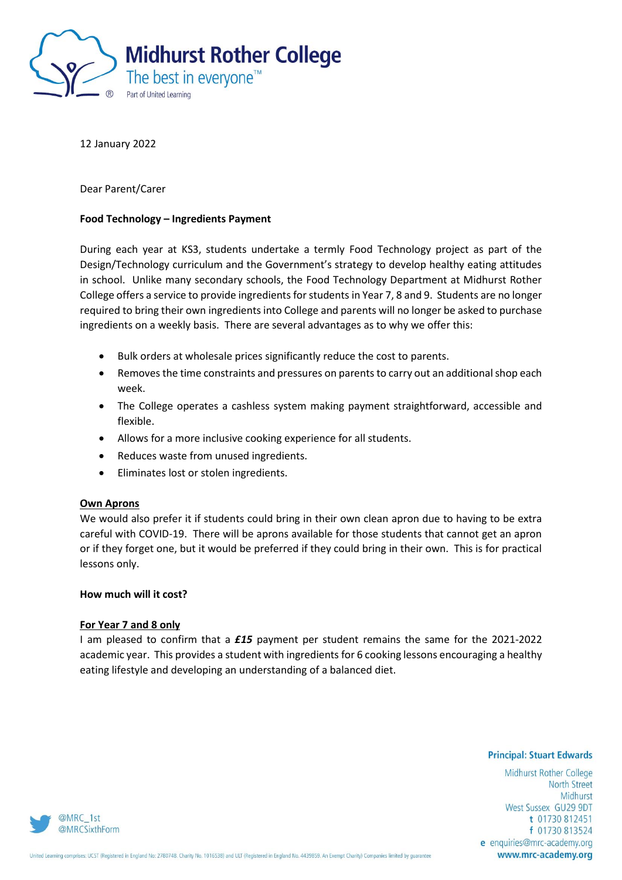Midhurst Rother College

The best in everyone™

Part of United Learning

12 January 2022

Dear Parent/Carer

**Food Technology – Ingredients Payment**

During each year at KS3, students undertake a termly Food Technology project as part of the Design/Technology curriculum and the Government's strategy to develop healthy eating attitudes in school. Unlike many secondary schools, the Food Technology Department at Midhurst Rother College offers a service to provide ingredients for students in Year 7, 8 and 9. Students are no longer required to bring their own ingredients into College and parents will no longer be asked to purchase ingredients on a weekly basis. There are several advantages as to why we offer this:

- Bulk orders at wholesale prices significantly reduce the cost to parents.
- Removes the time constraints and pressures on parents to carry out an additional shop each week.
- The College operates a cashless system making payment straightforward, accessible and flexible.
- Allows for a more inclusive cooking experience for all students.
- Reduces waste from unused ingredients.
- Eliminates lost or stolen ingredients.

**Own Aprons**

We would also prefer it if students could bring in their own clean apron due to having to be extra careful with COVID-19. There will be aprons available for those students that cannot get an apron or if they forget one, but it would be preferred if they could bring in their own. This is for practical lessons only.

**How much will it cost?**

**For Year 7 and 8 only**

I am pleased to confirm that a ***£15*** payment per student remains the same for the 2021-2022 academic year. This provides a student with ingredients for 6 cooking lessons encouraging a healthy eating lifestyle and developing an understanding of a balanced diet.

**Principal: Stuart Edwards**

Midhurst Rother College
North Street
Midhurst
West Sussex GU29 9DT
t 01730 812451
f 01730 813524
e enquiries@mrc-academy.org
www.mrc-academy.org

@MRC_1st
@MRCSixthForm

United Learning comprises: UCST (Registered in England No: 2780748. Charity No. 1016538) and ULT (Registered in England No. 4439859. An Exempt Charity) Companies limited by guarantee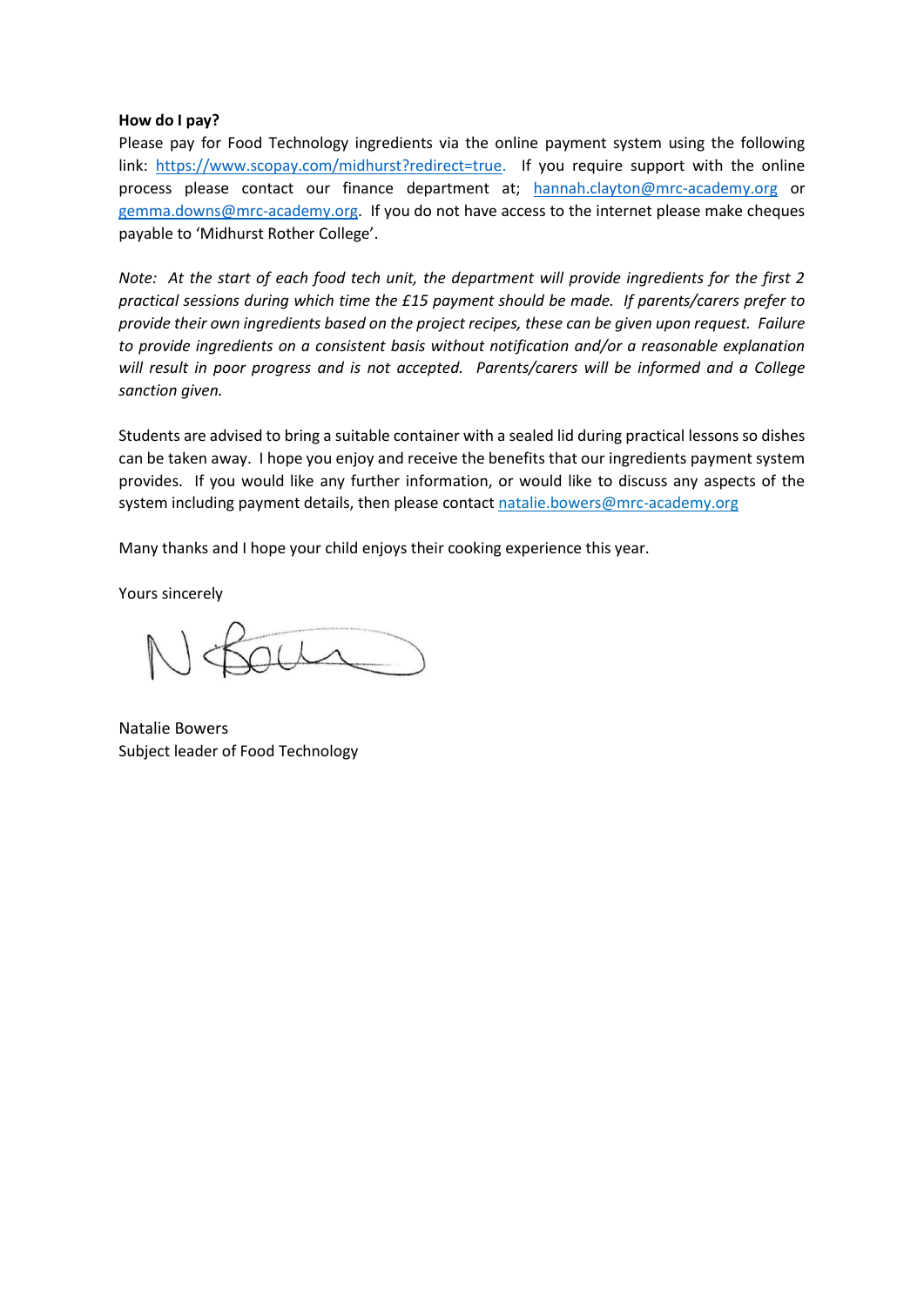**How do I pay?**

Please pay for Food Technology ingredients via the online payment system using the following link: https://www.scopay.com/midhurst?redirect=true. If you require support with the online process please contact our finance department at; hannah.clayton@mrc-academy.org or gemma.downs@mrc-academy.org. If you do not have access to the internet please make cheques payable to 'Midhurst Rother College'.

*Note: At the start of each food tech unit, the department will provide ingredients for the first 2 practical sessions during which time the £15 payment should be made. If parents/carers prefer to provide their own ingredients based on the project recipes, these can be given upon request. Failure to provide ingredients on a consistent basis without notification and/or a reasonable explanation will result in poor progress and is not accepted. Parents/carers will be informed and a College sanction given.*

Students are advised to bring a suitable container with a sealed lid during practical lessons so dishes can be taken away. I hope you enjoy and receive the benefits that our ingredients payment system provides. If you would like any further information, or would like to discuss any aspects of the system including payment details, then please contact natalie.bowers@mrc-academy.org

Many thanks and I hope your child enjoys their cooking experience this year.

Yours sincerely

Natalie Bowers
Subject leader of Food Technology